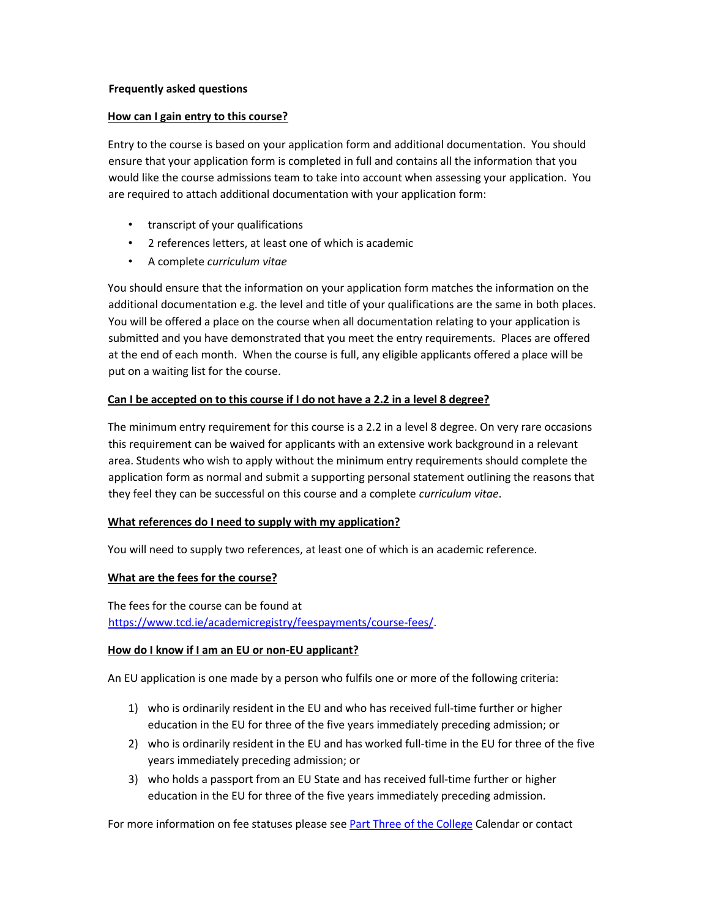**Frequently asked questions**

**How can I gain entry to this course?**

Entry to the course is based on your application form and additional documentation. You should ensure that your application form is completed in full and contains all the information that you would like the course admissions team to take into account when assessing your application. You are required to attach additional documentation with your application form:

- transcript of your qualifications
- 2 references letters, at least one of which is academic
- A complete *curriculum vitae*

You should ensure that the information on your application form matches the information on the additional documentation e.g. the level and title of your qualifications are the same in both places. You will be offered a place on the course when all documentation relating to your application is submitted and you have demonstrated that you meet the entry requirements. Places are offered at the end of each month. When the course is full, any eligible applicants offered a place will be put on a waiting list for the course.

**Can I be accepted on to this course if I do not have a 2.2 in a level 8 degree?**

The minimum entry requirement for this course is a 2.2 in a level 8 degree. On very rare occasions this requirement can be waived for applicants with an extensive work background in a relevant area. Students who wish to apply without the minimum entry requirements should complete the application form as normal and submit a supporting personal statement outlining the reasons that they feel they can be successful on this course and a complete *curriculum vitae*.

**What references do I need to supply with my application?**

You will need to supply two references, at least one of which is an academic reference.

**What are the fees for the course?**

The fees for the course can be found at https://www.tcd.ie/academicregistry/feespayments/course-fees/.

**How do I know if I am an EU or non-EU applicant?**

An EU application is one made by a person who fulfils one or more of the following criteria:

1) who is ordinarily resident in the EU and who has received full-time further or higher education in the EU for three of the five years immediately preceding admission; or
2) who is ordinarily resident in the EU and has worked full-time in the EU for three of the five years immediately preceding admission; or
3) who holds a passport from an EU State and has received full-time further or higher education in the EU for three of the five years immediately preceding admission.

For more information on fee statuses please see Part Three of the College Calendar or contact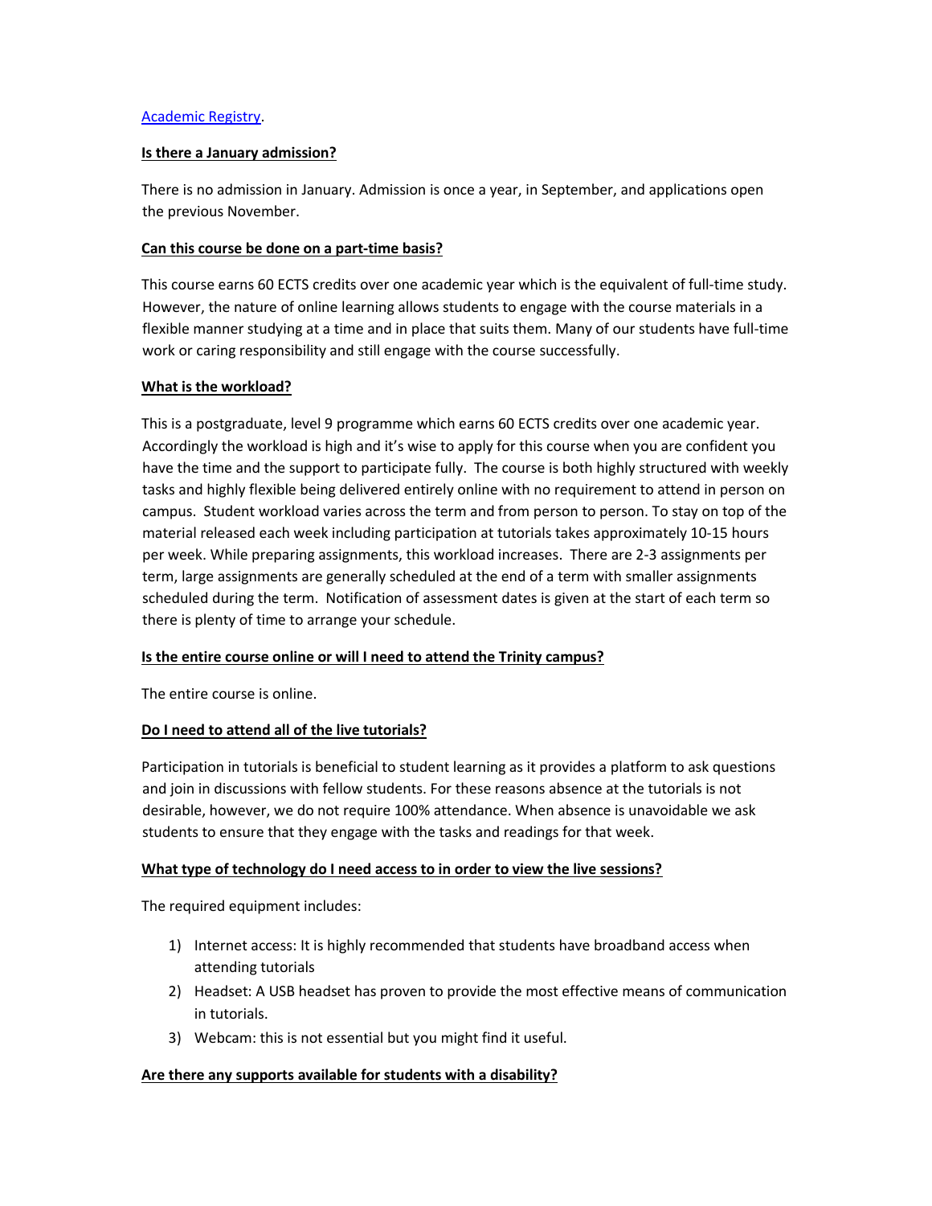[Academic Registry](#).

**Is there a January admission?**

There is no admission in January. Admission is once a year, in September, and applications open the previous November.

**Can this course be done on a part-time basis?**

This course earns 60 ECTS credits over one academic year which is the equivalent of full-time study. However, the nature of online learning allows students to engage with the course materials in a flexible manner studying at a time and in place that suits them. Many of our students have full-time work or caring responsibility and still engage with the course successfully.

**What is the workload?**

This is a postgraduate, level 9 programme which earns 60 ECTS credits over one academic year. Accordingly the workload is high and it's wise to apply for this course when you are confident you have the time and the support to participate fully. The course is both highly structured with weekly tasks and highly flexible being delivered entirely online with no requirement to attend in person on campus. Student workload varies across the term and from person to person. To stay on top of the material released each week including participation at tutorials takes approximately 10-15 hours per week. While preparing assignments, this workload increases. There are 2-3 assignments per term, large assignments are generally scheduled at the end of a term with smaller assignments scheduled during the term. Notification of assessment dates is given at the start of each term so there is plenty of time to arrange your schedule.

**Is the entire course online or will I need to attend the Trinity campus?**

The entire course is online.

**Do I need to attend all of the live tutorials?**

Participation in tutorials is beneficial to student learning as it provides a platform to ask questions and join in discussions with fellow students. For these reasons absence at the tutorials is not desirable, however, we do not require 100% attendance. When absence is unavoidable we ask students to ensure that they engage with the tasks and readings for that week.

**What type of technology do I need access to in order to view the live sessions?**

The required equipment includes:

1) Internet access: It is highly recommended that students have broadband access when attending tutorials
2) Headset: A USB headset has proven to provide the most effective means of communication in tutorials.
3) Webcam: this is not essential but you might find it useful.

**Are there any supports available for students with a disability?**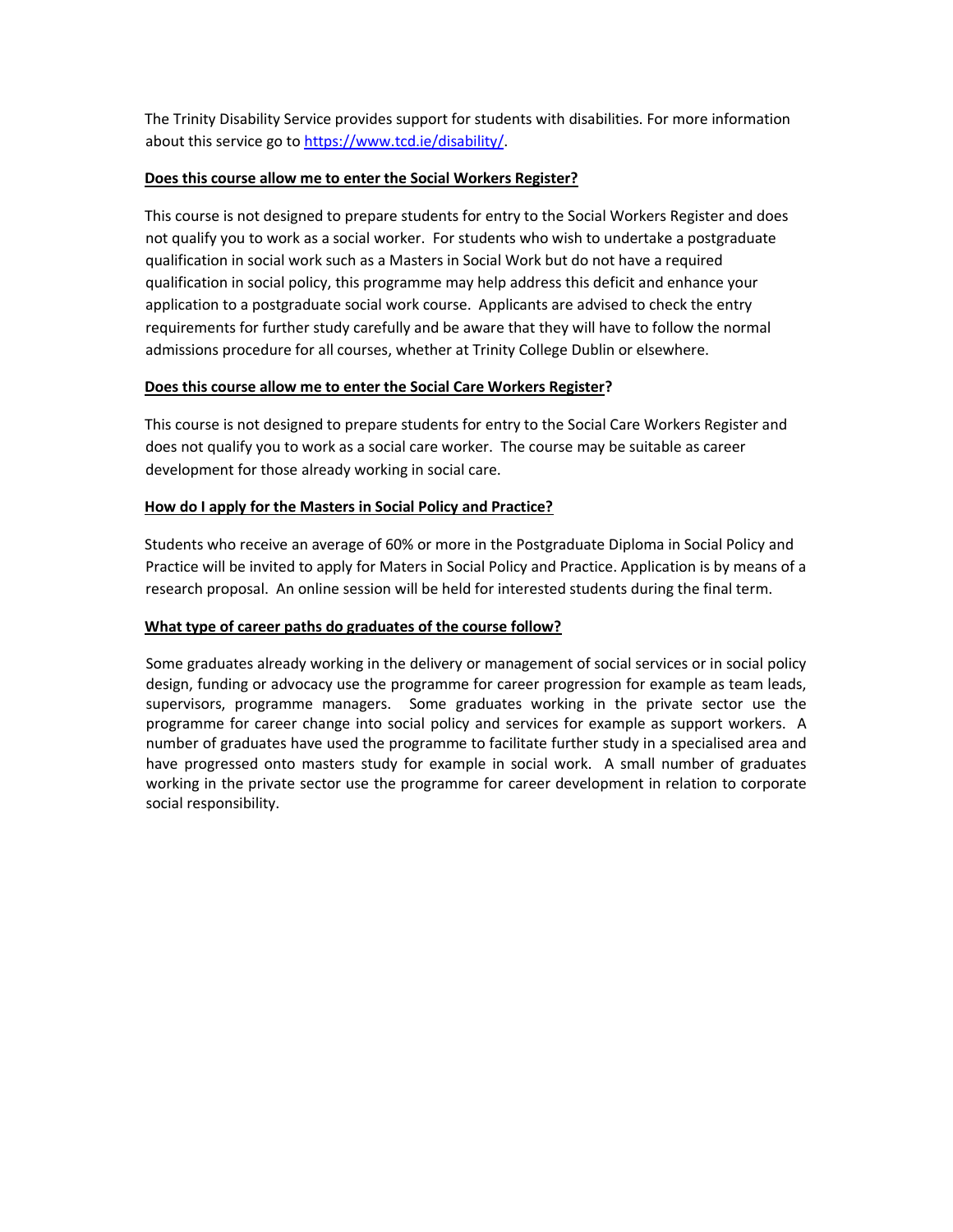The Trinity Disability Service provides support for students with disabilities. For more information about this service go to [https://www.tcd.ie/disability/](https://www.tcd.ie/disability/).

**Does this course allow me to enter the Social Workers Register?**

This course is not designed to prepare students for entry to the Social Workers Register and does not qualify you to work as a social worker. For students who wish to undertake a postgraduate qualification in social work such as a Masters in Social Work but do not have a required qualification in social policy, this programme may help address this deficit and enhance your application to a postgraduate social work course. Applicants are advised to check the entry requirements for further study carefully and be aware that they will have to follow the normal admissions procedure for all courses, whether at Trinity College Dublin or elsewhere.

**Does this course allow me to enter the Social Care Workers Register?**

This course is not designed to prepare students for entry to the Social Care Workers Register and does not qualify you to work as a social care worker. The course may be suitable as career development for those already working in social care.

**How do I apply for the Masters in Social Policy and Practice?**

Students who receive an average of 60% or more in the Postgraduate Diploma in Social Policy and Practice will be invited to apply for Maters in Social Policy and Practice. Application is by means of a research proposal. An online session will be held for interested students during the final term.

**What type of career paths do graduates of the course follow?**

Some graduates already working in the delivery or management of social services or in social policy design, funding or advocacy use the programme for career progression for example as team leads, supervisors, programme managers. Some graduates working in the private sector use the programme for career change into social policy and services for example as support workers. A number of graduates have used the programme to facilitate further study in a specialised area and have progressed onto masters study for example in social work. A small number of graduates working in the private sector use the programme for career development in relation to corporate social responsibility.